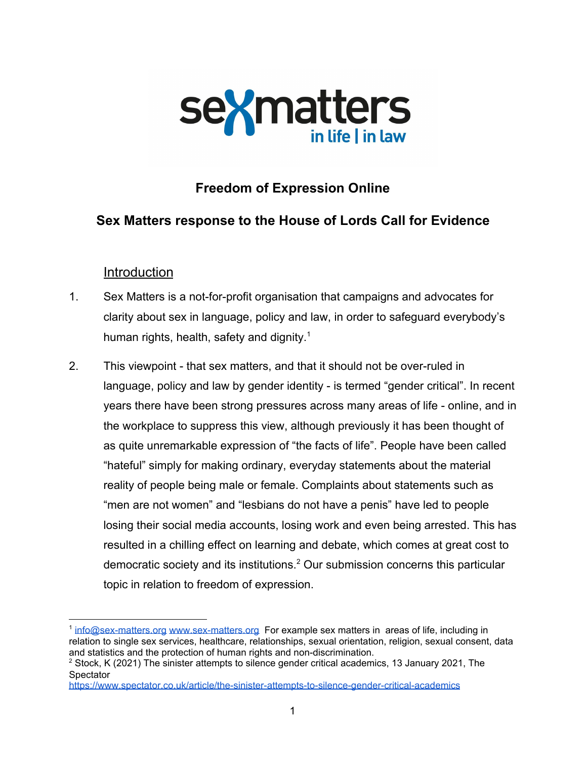# Freedom of Expression Online

## Sex Matters response to the House of Lords Call for Evidence

### Introduction

1. Sex Matters is a not-for-profit organisation that campaigns and advocates for clarity about sex in language, policy and law, in order to safeguard everybody's human rights, health, safety and dignity.[1]

2. This viewpoint - that sex matters, and that it should not be over-ruled in language, policy and law by gender identity - is termed "gender critical". In recent years there have been strong pressures across many areas of life - online, and in the workplace to suppress this view, although previously it has been thought of as quite unremarkable expression of "the facts of life". People have been called "hateful" simply for making ordinary, everyday statements about the material reality of people being male or female. Complaints about statements such as "men are not women" and "lesbians do not have a penis" have led to people losing their social media accounts, losing work and even being arrested. This has resulted in a chilling effect on learning and debate, which comes at great cost to democratic society and its institutions.[2] Our submission concerns this particular topic in relation to freedom of expression.

---

[1] info@sex-matters.org www.sex-matters.org For example sex matters in areas of life, including in relation to single sex services, healthcare, relationships, sexual orientation, religion, sexual consent, data and statistics and the protection of human rights and non-discrimination.

[2] Stock, K (2021) The sinister attempts to silence gender critical academics, 13 January 2021, The Spectator https://www.spectator.co.uk/article/the-sinister-attempts-to-silence-gender-critical-academics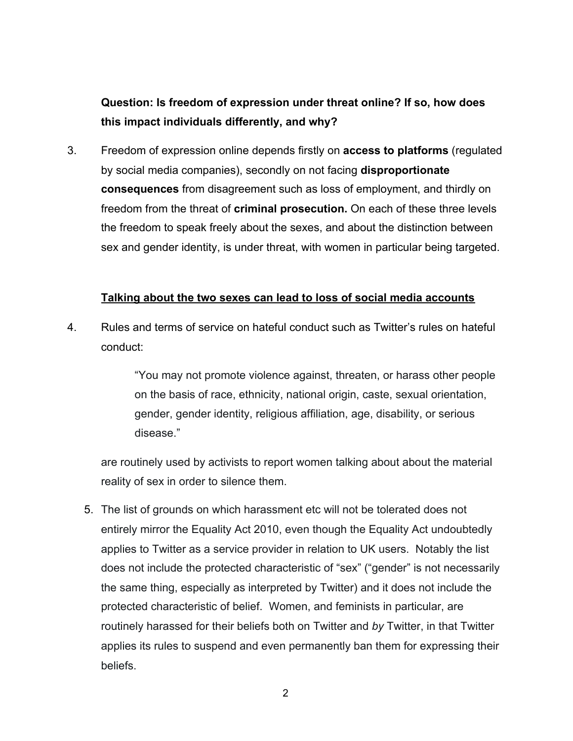**Question: Is freedom of expression under threat online? If so, how does this impact individuals differently, and why?**

3. Freedom of expression online depends firstly on **access to platforms** (regulated by social media companies), secondly on not facing **disproportionate consequences** from disagreement such as loss of employment, and thirdly on freedom from the threat of **criminal prosecution.** On each of these three levels the freedom to speak freely about the sexes, and about the distinction between sex and gender identity, is under threat, with women in particular being targeted.

**<u>Talking about the two sexes can lead to loss of social media accounts</u>**

4. Rules and terms of service on hateful conduct such as Twitter's rules on hateful conduct:

   > "You may not promote violence against, threaten, or harass other people on the basis of race, ethnicity, national origin, caste, sexual orientation, gender, gender identity, religious affiliation, age, disability, or serious disease."

   are routinely used by activists to report women talking about about the material reality of sex in order to silence them.

5. The list of grounds on which harassment etc will not be tolerated does not entirely mirror the Equality Act 2010, even though the Equality Act undoubtedly applies to Twitter as a service provider in relation to UK users. Notably the list does not include the protected characteristic of "sex" ("gender" is not necessarily the same thing, especially as interpreted by Twitter) and it does not include the protected characteristic of belief. Women, and feminists in particular, are routinely harassed for their beliefs both on Twitter and *by* Twitter, in that Twitter applies its rules to suspend and even permanently ban them for expressing their beliefs.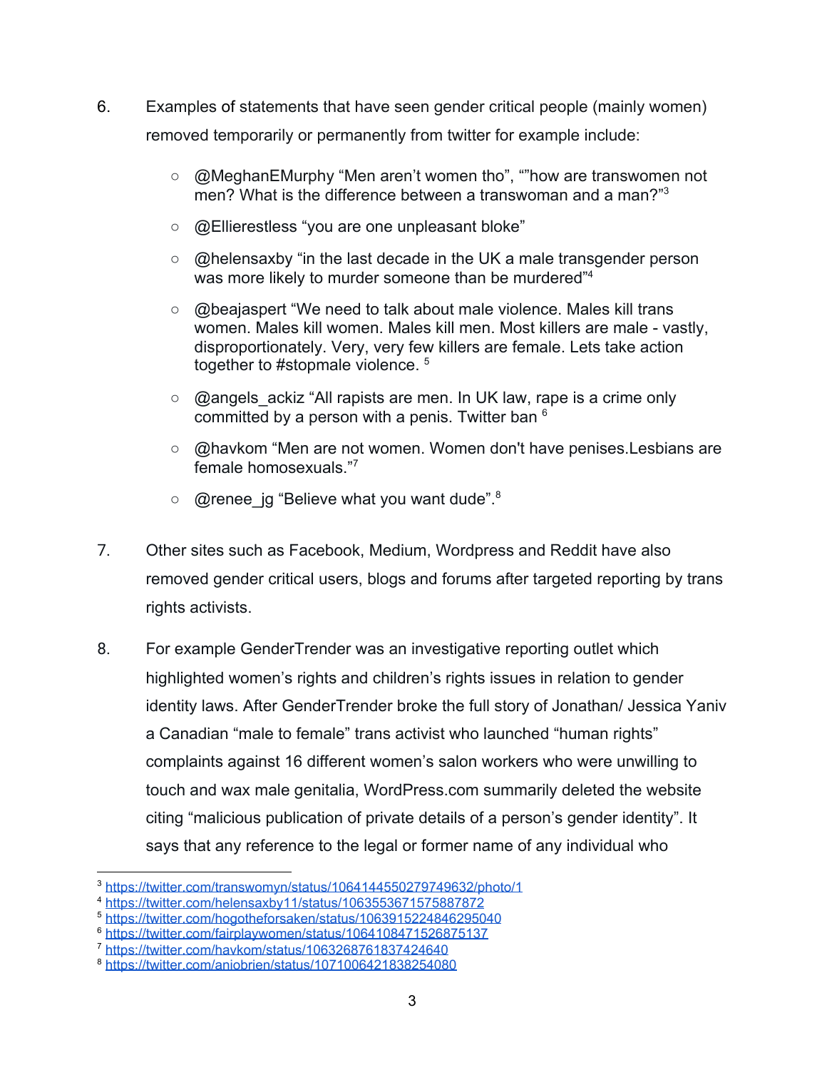6. Examples of statements that have seen gender critical people (mainly women) removed temporarily or permanently from twitter for example include:

    - @MeghanEMurphy "Men aren't women tho", ""how are transwomen not men? What is the difference between a transwoman and a man?"[3]
    - @Ellierestless "you are one unpleasant bloke"
    - @helensaxby "in the last decade in the UK a male transgender person was more likely to murder someone than be murdered"[4]
    - @beajaspert "We need to talk about male violence. Males kill trans women. Males kill women. Males kill men. Most killers are male - vastly, disproportionately. Very, very few killers are female. Lets take action together to #stopmale violence. [5]
    - @angels_ackiz "All rapists are men. In UK law, rape is a crime only committed by a person with a penis. Twitter ban [6]
    - @havkom "Men are not women. Women don't have penises.Lesbians are female homosexuals."[7]
    - @renee_jg "Believe what you want dude".[8]

7. Other sites such as Facebook, Medium, Wordpress and Reddit have also removed gender critical users, blogs and forums after targeted reporting by trans rights activists.

8. For example GenderTrender was an investigative reporting outlet which highlighted women's rights and children's rights issues in relation to gender identity laws. After GenderTrender broke the full story of Jonathan/ Jessica Yaniv a Canadian "male to female" trans activist who launched "human rights" complaints against 16 different women's salon workers who were unwilling to touch and wax male genitalia, WordPress.com summarily deleted the website citing "malicious publication of private details of a person's gender identity". It says that any reference to the legal or former name of any individual who

---

[3] https://twitter.com/transwomyn/status/1064144550279749632/photo/1
[4] https://twitter.com/helensaxby11/status/1063553671575887872
[5] https://twitter.com/hogotheforsaken/status/1063915224846295040
[6] https://twitter.com/fairplaywomen/status/1064108471526875137
[7] https://twitter.com/havkom/status/1063268761837424640
[8] https://twitter.com/aniobrien/status/1071006421838254080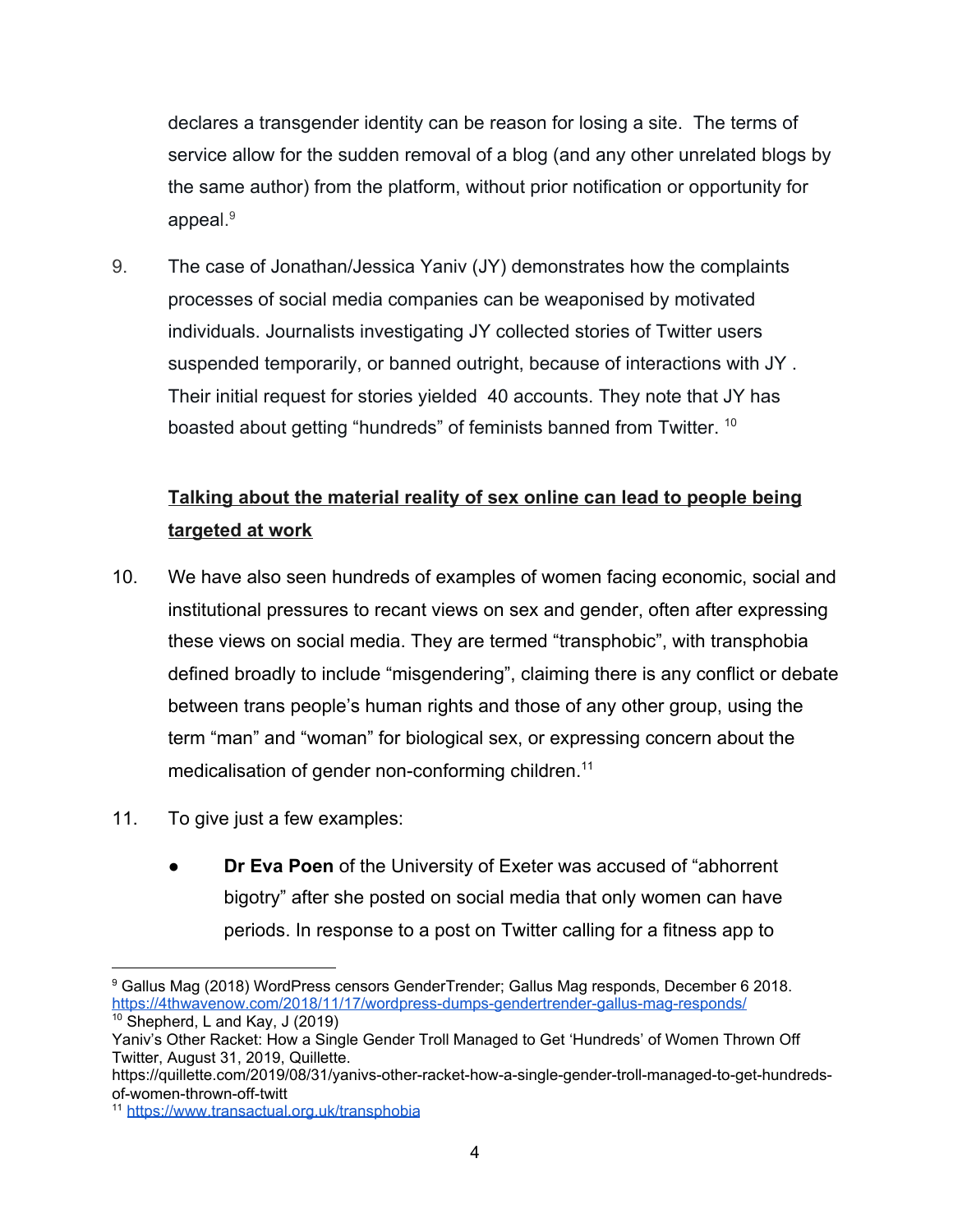declares a transgender identity can be reason for losing a site. The terms of service allow for the sudden removal of a blog (and any other unrelated blogs by the same author) from the platform, without prior notification or opportunity for appeal.[9]

9. The case of Jonathan/Jessica Yaniv (JY) demonstrates how the complaints processes of social media companies can be weaponised by motivated individuals. Journalists investigating JY collected stories of Twitter users suspended temporarily, or banned outright, because of interactions with JY . Their initial request for stories yielded 40 accounts. They note that JY has boasted about getting "hundreds" of feminists banned from Twitter. [10]

**Talking about the material reality of sex online can lead to people being targeted at work**

10. We have also seen hundreds of examples of women facing economic, social and institutional pressures to recant views on sex and gender, often after expressing these views on social media. They are termed "transphobic", with transphobia defined broadly to include "misgendering", claiming there is any conflict or debate between trans people's human rights and those of any other group, using the term "man" and "woman" for biological sex, or expressing concern about the medicalisation of gender non-conforming children.[11]

11. To give just a few examples:

- **Dr Eva Poen** of the University of Exeter was accused of "abhorrent bigotry" after she posted on social media that only women can have periods. In response to a post on Twitter calling for a fitness app to

---

[9] Gallus Mag (2018) WordPress censors GenderTrender; Gallus Mag responds, December 6 2018. https://4thwavenow.com/2018/11/17/wordpress-dumps-gendertrender-gallus-mag-responds/

[10] Shepherd, L and Kay, J (2019)
Yaniv's Other Racket: How a Single Gender Troll Managed to Get 'Hundreds' of Women Thrown Off Twitter, August 31, 2019, Quillette.
https://quillette.com/2019/08/31/yanivs-other-racket-how-a-single-gender-troll-managed-to-get-hundreds-of-women-thrown-off-twitt

[11] https://www.transactual.org.uk/transphobia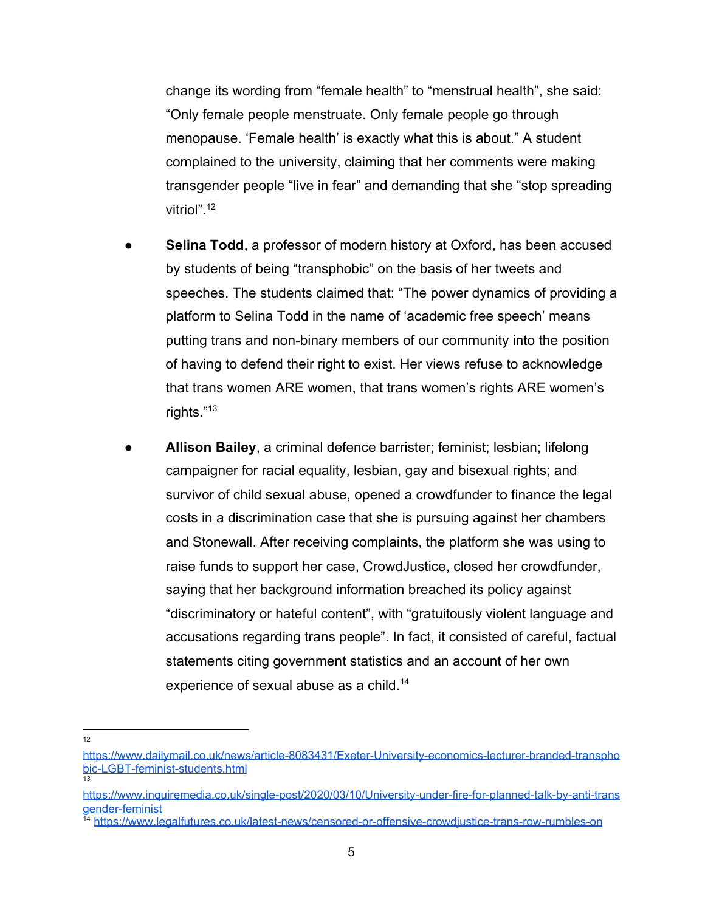change its wording from "female health" to "menstrual health", she said: "Only female people menstruate. Only female people go through menopause. 'Female health' is exactly what this is about." A student complained to the university, claiming that her comments were making transgender people "live in fear" and demanding that she "stop spreading vitriol".[12]

- **Selina Todd**, a professor of modern history at Oxford, has been accused by students of being "transphobic" on the basis of her tweets and speeches. The students claimed that: "The power dynamics of providing a platform to Selina Todd in the name of 'academic free speech' means putting trans and non-binary members of our community into the position of having to defend their right to exist. Her views refuse to acknowledge that trans women ARE women, that trans women's rights ARE women's rights."[13]

- **Allison Bailey**, a criminal defence barrister; feminist; lesbian; lifelong campaigner for racial equality, lesbian, gay and bisexual rights; and survivor of child sexual abuse, opened a crowdfunder to finance the legal costs in a discrimination case that she is pursuing against her chambers and Stonewall. After receiving complaints, the platform she was using to raise funds to support her case, CrowdJustice, closed her crowdfunder, saying that her background information breached its policy against "discriminatory or hateful content", with "gratuitously violent language and accusations regarding trans people". In fact, it consisted of careful, factual statements citing government statistics and an account of her own experience of sexual abuse as a child.[14]

---

[12] https://www.dailymail.co.uk/news/article-8083431/Exeter-University-economics-lecturer-branded-transphobic-LGBT-feminist-students.html

[13] https://www.inquiremedia.co.uk/single-post/2020/03/10/University-under-fire-for-planned-talk-by-anti-transgender-feminist

[14] https://www.legalfutures.co.uk/latest-news/censored-or-offensive-crowdjustice-trans-row-rumbles-on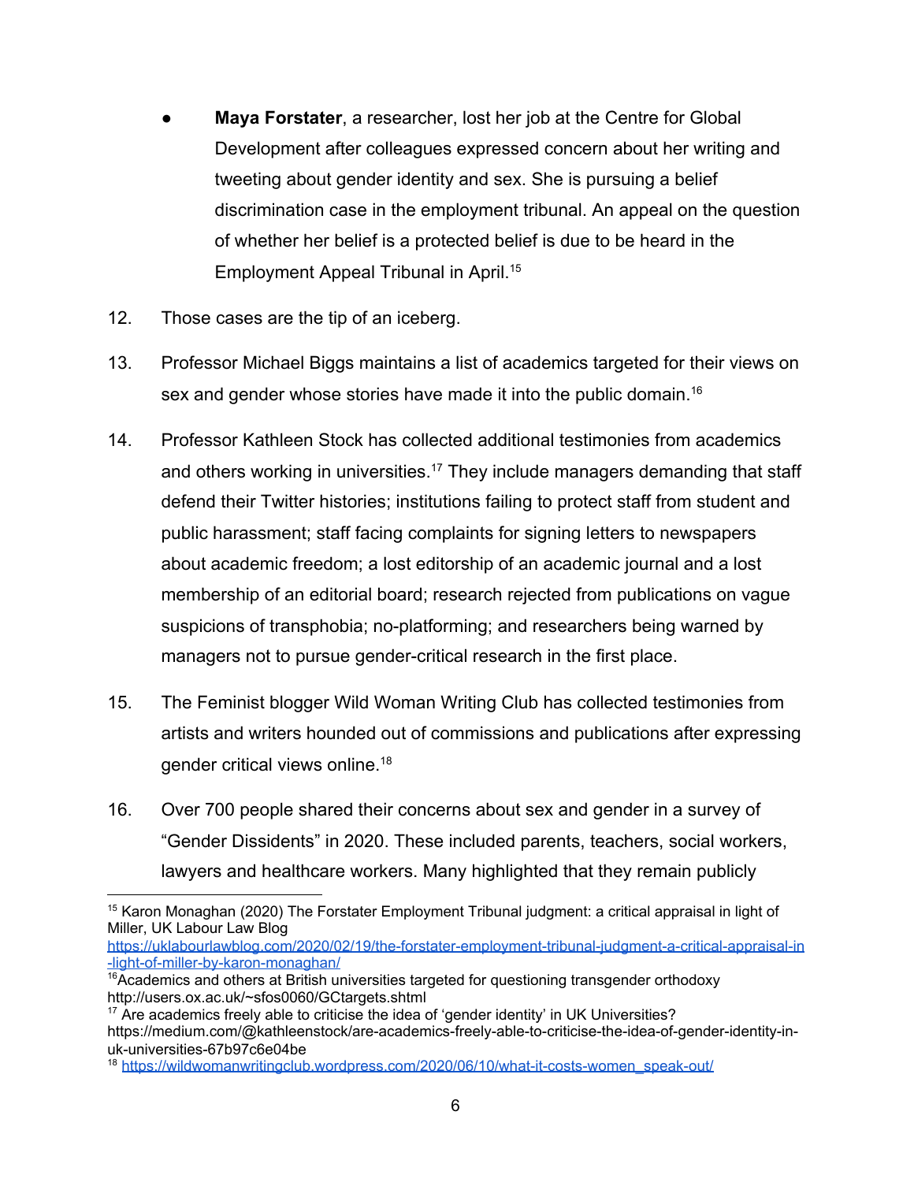- **Maya Forstater**, a researcher, lost her job at the Centre for Global Development after colleagues expressed concern about her writing and tweeting about gender identity and sex. She is pursuing a belief discrimination case in the employment tribunal. An appeal on the question of whether her belief is a protected belief is due to be heard in the Employment Appeal Tribunal in April.[15]

12. Those cases are the tip of an iceberg.

13. Professor Michael Biggs maintains a list of academics targeted for their views on sex and gender whose stories have made it into the public domain.[16]

14. Professor Kathleen Stock has collected additional testimonies from academics and others working in universities.[17] They include managers demanding that staff defend their Twitter histories; institutions failing to protect staff from student and public harassment; staff facing complaints for signing letters to newspapers about academic freedom; a lost editorship of an academic journal and a lost membership of an editorial board; research rejected from publications on vague suspicions of transphobia; no-platforming; and researchers being warned by managers not to pursue gender-critical research in the first place.

15. The Feminist blogger Wild Woman Writing Club has collected testimonies from artists and writers hounded out of commissions and publications after expressing gender critical views online.[18]

16. Over 700 people shared their concerns about sex and gender in a survey of "Gender Dissidents" in 2020. These included parents, teachers, social workers, lawyers and healthcare workers. Many highlighted that they remain publicly

---

[15] Karon Monaghan (2020) The Forstater Employment Tribunal judgment: a critical appraisal in light of Miller, UK Labour Law Blog https://uklabourlawblog.com/2020/02/19/the-forstater-employment-tribunal-judgment-a-critical-appraisal-in-light-of-miller-by-karon-monaghan/

[16] Academics and others at British universities targeted for questioning transgender orthodoxy http://users.ox.ac.uk/~sfos0060/GCtargets.shtml

[17] Are academics freely able to criticise the idea of 'gender identity' in UK Universities? https://medium.com/@kathleenstock/are-academics-freely-able-to-criticise-the-idea-of-gender-identity-in-uk-universities-67b97c6e04be

[18] https://wildwomanwritingclub.wordpress.com/2020/06/10/what-it-costs-women_speak-out/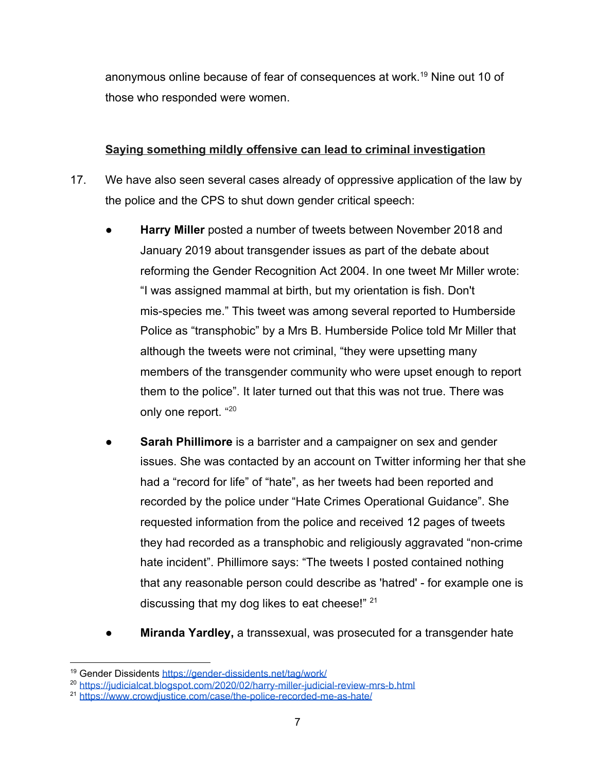anonymous online because of fear of consequences at work.[19] Nine out 10 of those who responded were women.

**Saying something mildly offensive can lead to criminal investigation**

17. We have also seen several cases already of oppressive application of the law by the police and the CPS to shut down gender critical speech:

- **Harry Miller** posted a number of tweets between November 2018 and January 2019 about transgender issues as part of the debate about reforming the Gender Recognition Act 2004. In one tweet Mr Miller wrote: "I was assigned mammal at birth, but my orientation is fish. Don't mis-species me." This tweet was among several reported to Humberside Police as "transphobic" by a Mrs B. Humberside Police told Mr Miller that although the tweets were not criminal, "they were upsetting many members of the transgender community who were upset enough to report them to the police". It later turned out that this was not true. There was only one report. "[20]

- **Sarah Phillimore** is a barrister and a campaigner on sex and gender issues. She was contacted by an account on Twitter informing her that she had a "record for life" of "hate", as her tweets had been reported and recorded by the police under "Hate Crimes Operational Guidance". She requested information from the police and received 12 pages of tweets they had recorded as a transphobic and religiously aggravated "non-crime hate incident". Phillimore says: "The tweets I posted contained nothing that any reasonable person could describe as 'hatred' - for example one is discussing that my dog likes to eat cheese!" [21]

- **Miranda Yardley,** a transsexual, was prosecuted for a transgender hate

---

[19] Gender Dissidents https://gender-dissidents.net/tag/work/

[20] https://judicialcat.blogspot.com/2020/02/harry-miller-judicial-review-mrs-b.html

[21] https://www.crowdjustice.com/case/the-police-recorded-me-as-hate/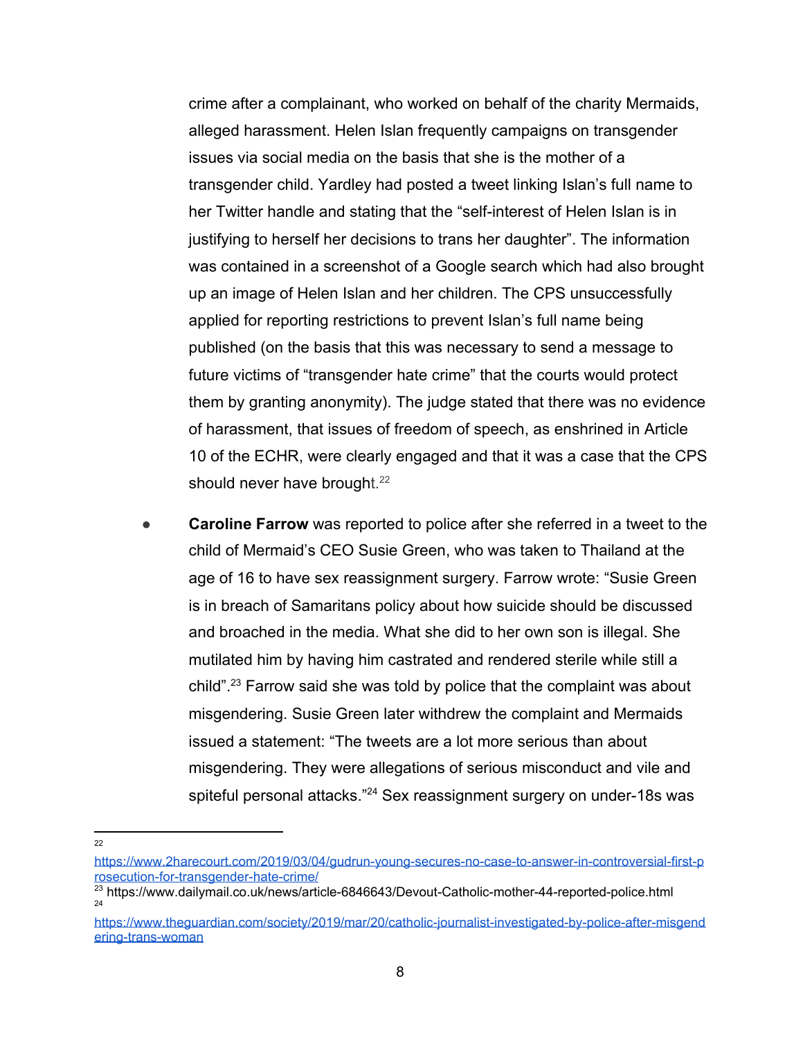crime after a complainant, who worked on behalf of the charity Mermaids, alleged harassment. Helen Islan frequently campaigns on transgender issues via social media on the basis that she is the mother of a transgender child. Yardley had posted a tweet linking Islan's full name to her Twitter handle and stating that the "self-interest of Helen Islan is in justifying to herself her decisions to trans her daughter". The information was contained in a screenshot of a Google search which had also brought up an image of Helen Islan and her children. The CPS unsuccessfully applied for reporting restrictions to prevent Islan's full name being published (on the basis that this was necessary to send a message to future victims of "transgender hate crime" that the courts would protect them by granting anonymity). The judge stated that there was no evidence of harassment, that issues of freedom of speech, as enshrined in Article 10 of the ECHR, were clearly engaged and that it was a case that the CPS should never have brought.[22]

- **Caroline Farrow** was reported to police after she referred in a tweet to the child of Mermaid's CEO Susie Green, who was taken to Thailand at the age of 16 to have sex reassignment surgery. Farrow wrote: "Susie Green is in breach of Samaritans policy about how suicide should be discussed and broached in the media. What she did to her own son is illegal. She mutilated him by having him castrated and rendered sterile while still a child".[23] Farrow said she was told by police that the complaint was about misgendering. Susie Green later withdrew the complaint and Mermaids issued a statement: "The tweets are a lot more serious than about misgendering. They were allegations of serious misconduct and vile and spiteful personal attacks."[24] Sex reassignment surgery on under-18s was

---

[22] https://www.2harecourt.com/2019/03/04/gudrun-young-secures-no-case-to-answer-in-controversial-first-prosecution-for-transgender-hate-crime/

[23] https://www.dailymail.co.uk/news/article-6846643/Devout-Catholic-mother-44-reported-police.html

[24] https://www.theguardian.com/society/2019/mar/20/catholic-journalist-investigated-by-police-after-misgendering-trans-woman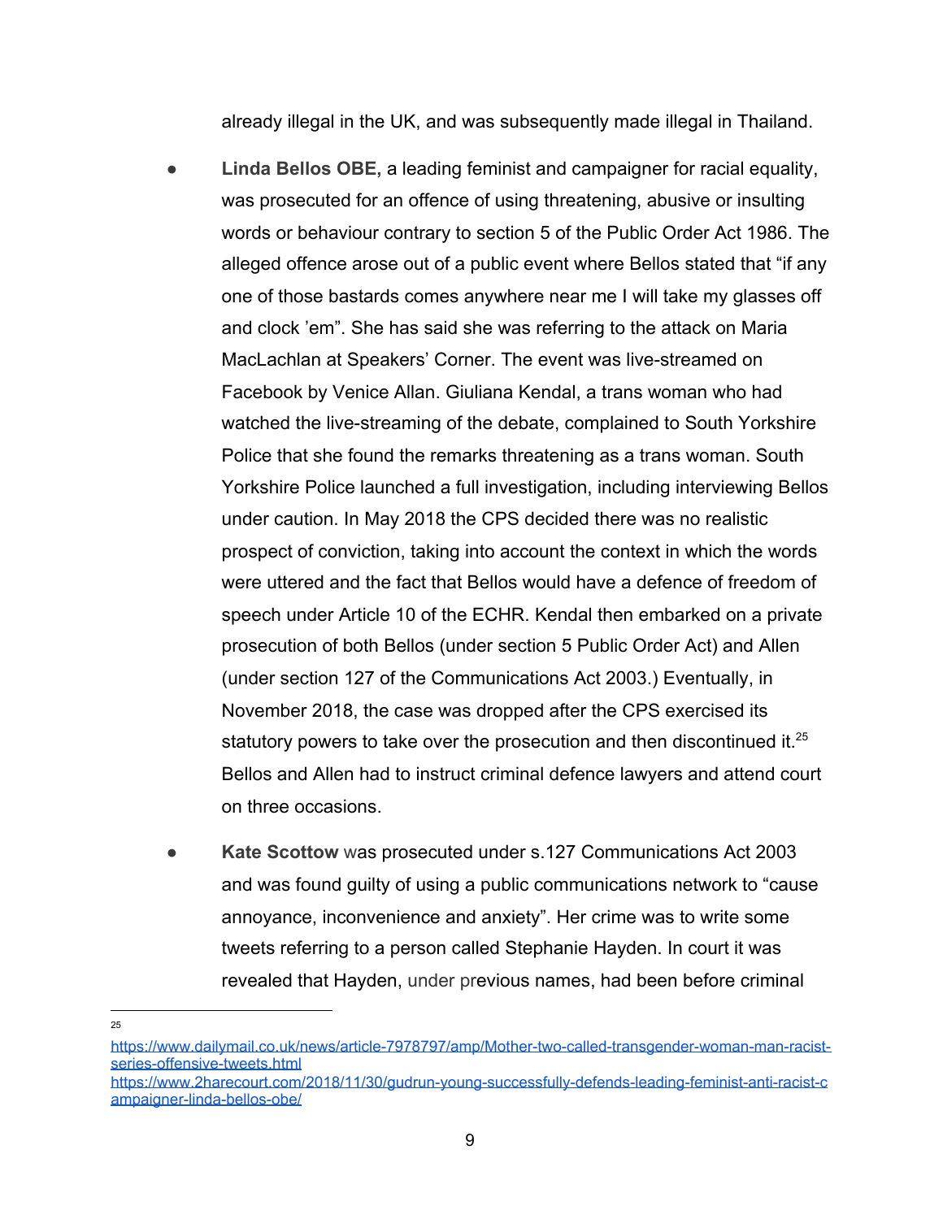already illegal in the UK, and was subsequently made illegal in Thailand.

- **Linda Bellos OBE,** a leading feminist and campaigner for racial equality, was prosecuted for an offence of using threatening, abusive or insulting words or behaviour contrary to section 5 of the Public Order Act 1986. The alleged offence arose out of a public event where Bellos stated that "if any one of those bastards comes anywhere near me I will take my glasses off and clock 'em". She has said she was referring to the attack on Maria MacLachlan at Speakers' Corner. The event was live-streamed on Facebook by Venice Allan. Giuliana Kendal, a trans woman who had watched the live-streaming of the debate, complained to South Yorkshire Police that she found the remarks threatening as a trans woman. South Yorkshire Police launched a full investigation, including interviewing Bellos under caution. In May 2018 the CPS decided there was no realistic prospect of conviction, taking into account the context in which the words were uttered and the fact that Bellos would have a defence of freedom of speech under Article 10 of the ECHR. Kendal then embarked on a private prosecution of both Bellos (under section 5 Public Order Act) and Allen (under section 127 of the Communications Act 2003.) Eventually, in November 2018, the case was dropped after the CPS exercised its statutory powers to take over the prosecution and then discontinued it.[25] Bellos and Allen had to instruct criminal defence lawyers and attend court on three occasions.

- **Kate Scottow** was prosecuted under s.127 Communications Act 2003 and was found guilty of using a public communications network to "cause annoyance, inconvenience and anxiety". Her crime was to write some tweets referring to a person called Stephanie Hayden. In court it was revealed that Hayden, under previous names, had been before criminal

---

[25] https://www.dailymail.co.uk/news/article-7978797/amp/Mother-two-called-transgender-woman-man-racist-series-offensive-tweets.html
https://www.2harecourt.com/2018/11/30/gudrun-young-successfully-defends-leading-feminist-anti-racist-campaigner-linda-bellos-obe/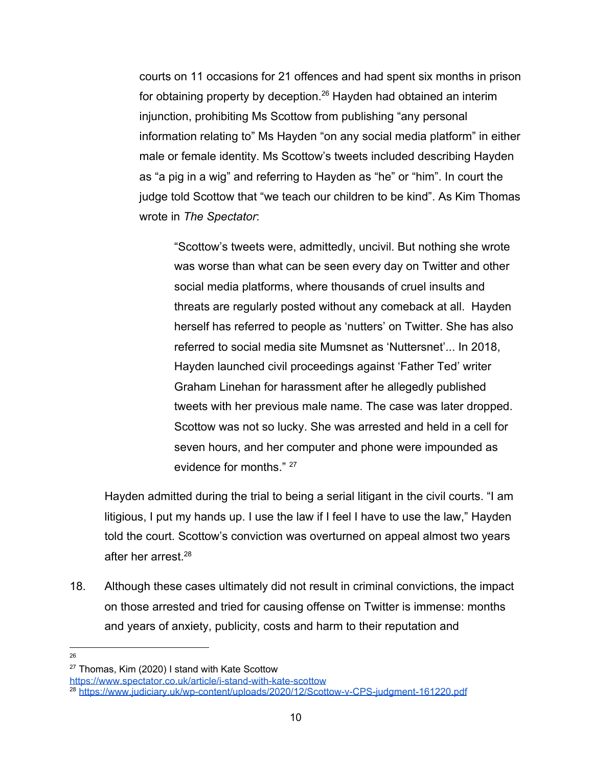courts on 11 occasions for 21 offences and had spent six months in prison for obtaining property by deception.[26] Hayden had obtained an interim injunction, prohibiting Ms Scottow from publishing "any personal information relating to" Ms Hayden "on any social media platform" in either male or female identity. Ms Scottow's tweets included describing Hayden as "a pig in a wig" and referring to Hayden as "he" or "him". In court the judge told Scottow that "we teach our children to be kind". As Kim Thomas wrote in *The Spectator*:

> "Scottow's tweets were, admittedly, uncivil. But nothing she wrote was worse than what can be seen every day on Twitter and other social media platforms, where thousands of cruel insults and threats are regularly posted without any comeback at all. Hayden herself has referred to people as 'nutters' on Twitter. She has also referred to social media site Mumsnet as 'Nuttersnet'... In 2018, Hayden launched civil proceedings against 'Father Ted' writer Graham Linehan for harassment after he allegedly published tweets with her previous male name. The case was later dropped. Scottow was not so lucky. She was arrested and held in a cell for seven hours, and her computer and phone were impounded as evidence for months." [27]

Hayden admitted during the trial to being a serial litigant in the civil courts. "I am litigious, I put my hands up. I use the law if I feel I have to use the law," Hayden told the court. Scottow's conviction was overturned on appeal almost two years after her arrest.[28]

18. Although these cases ultimately did not result in criminal convictions, the impact on those arrested and tried for causing offense on Twitter is immense: months and years of anxiety, publicity, costs and harm to their reputation and

---

[26]

[27] Thomas, Kim (2020) I stand with Kate Scottow https://www.spectator.co.uk/article/i-stand-with-kate-scottow

[28] https://www.judiciary.uk/wp-content/uploads/2020/12/Scottow-v-CPS-judgment-161220.pdf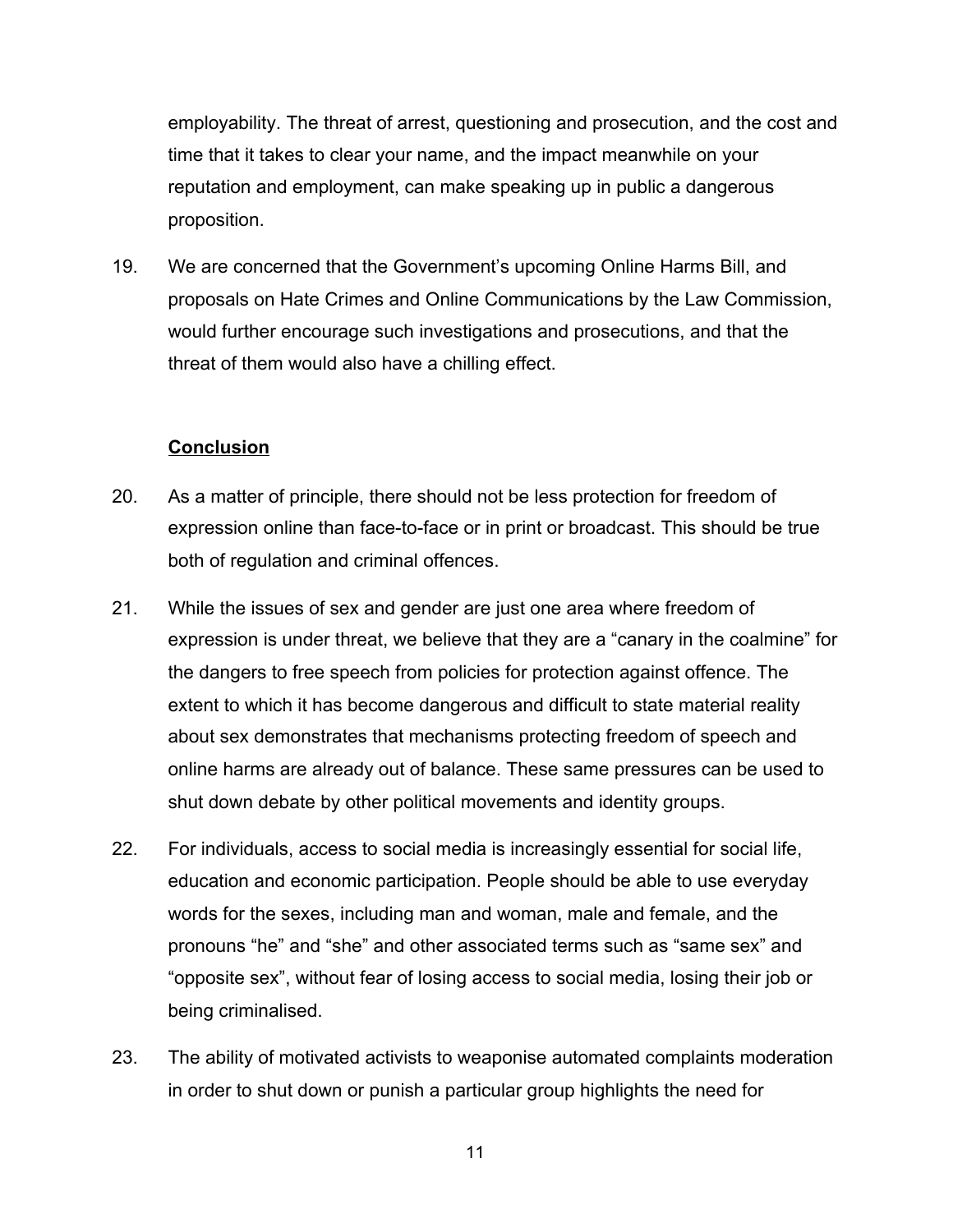employability. The threat of arrest, questioning and prosecution, and the cost and time that it takes to clear your name, and the impact meanwhile on your reputation and employment, can make speaking up in public a dangerous proposition.

19. We are concerned that the Government's upcoming Online Harms Bill, and proposals on Hate Crimes and Online Communications by the Law Commission, would further encourage such investigations and prosecutions, and that the threat of them would also have a chilling effect.

## Conclusion

20. As a matter of principle, there should not be less protection for freedom of expression online than face-to-face or in print or broadcast. This should be true both of regulation and criminal offences.

21. While the issues of sex and gender are just one area where freedom of expression is under threat, we believe that they are a "canary in the coalmine" for the dangers to free speech from policies for protection against offence. The extent to which it has become dangerous and difficult to state material reality about sex demonstrates that mechanisms protecting freedom of speech and online harms are already out of balance. These same pressures can be used to shut down debate by other political movements and identity groups.

22. For individuals, access to social media is increasingly essential for social life, education and economic participation. People should be able to use everyday words for the sexes, including man and woman, male and female, and the pronouns "he" and "she" and other associated terms such as "same sex" and "opposite sex", without fear of losing access to social media, losing their job or being criminalised.

23. The ability of motivated activists to weaponise automated complaints moderation in order to shut down or punish a particular group highlights the need for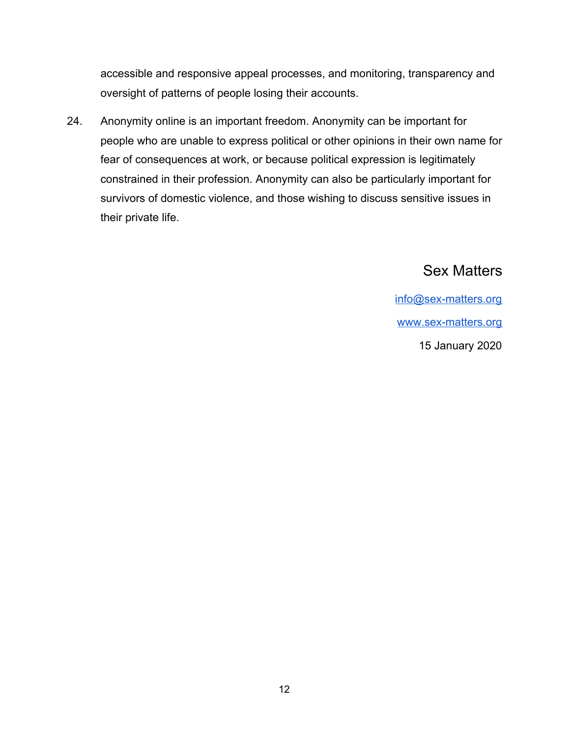accessible and responsive appeal processes, and monitoring, transparency and oversight of patterns of people losing their accounts.

24. Anonymity online is an important freedom. Anonymity can be important for people who are unable to express political or other opinions in their own name for fear of consequences at work, or because political expression is legitimately constrained in their profession. Anonymity can also be particularly important for survivors of domestic violence, and those wishing to discuss sensitive issues in their private life.

Sex Matters

info@sex-matters.org

www.sex-matters.org

15 January 2020